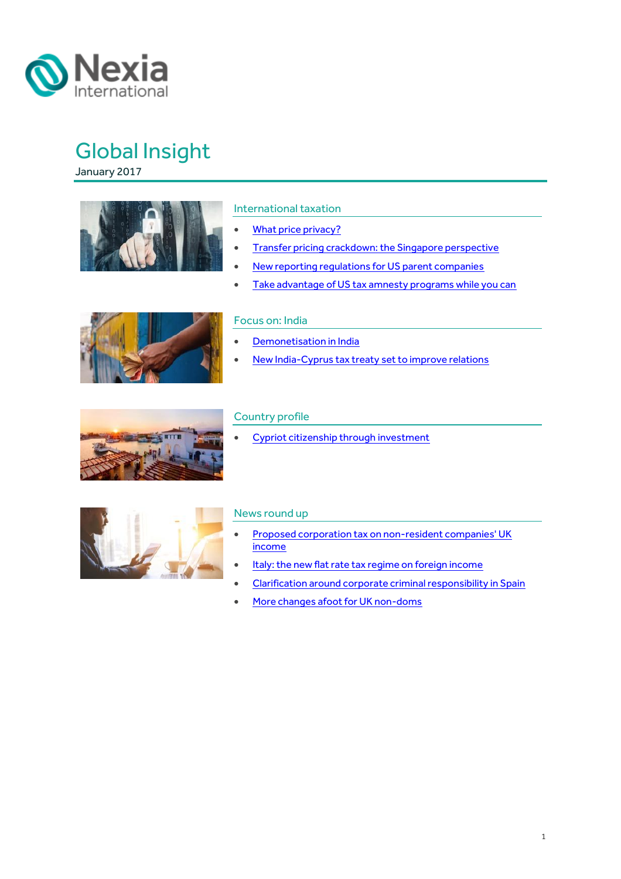Nexia International

# Global Insight

January 2017

## International taxation

- What price privacy?
- Transfer pricing crackdown: the Singapore perspective
- New reporting regulations for US parent companies
- Take advantage of US tax amnesty programs while you can

## Focus on: India

- Demonetisation in India
- New India-Cyprus tax treaty set to improve relations

## Country profile

- Cypriot citizenship through investment

## News round up

- Proposed corporation tax on non-resident companies' UK income
- Italy: the new flat rate tax regime on foreign income
- Clarification around corporate criminal responsibility in Spain
- More changes afoot for UK non-doms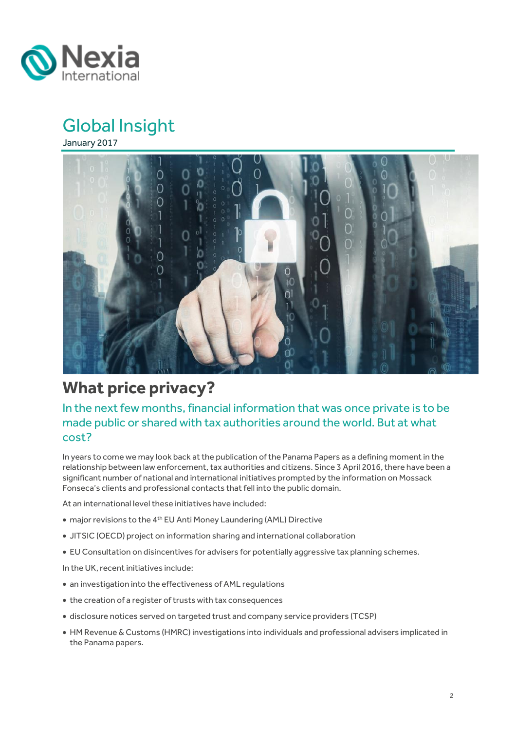# Global Insight

January 2017

## What price privacy?

### In the next few months, financial information that was once private is to be made public or shared with tax authorities around the world. But at what cost?

In years to come we may look back at the publication of the Panama Papers as a defining moment in the relationship between law enforcement, tax authorities and citizens. Since 3 April 2016, there have been a significant number of national and international initiatives prompted by the information on Mossack Fonseca's clients and professional contacts that fell into the public domain.

At an international level these initiatives have included:

- major revisions to the 4th EU Anti Money Laundering (AML) Directive
- JITSIC (OECD) project on information sharing and international collaboration
- EU Consultation on disincentives for advisers for potentially aggressive tax planning schemes.

In the UK, recent initiatives include:

- an investigation into the effectiveness of AML regulations
- the creation of a register of trusts with tax consequences
- disclosure notices served on targeted trust and company service providers (TCSP)
- HM Revenue & Customs (HMRC) investigations into individuals and professional advisers implicated in the Panama papers.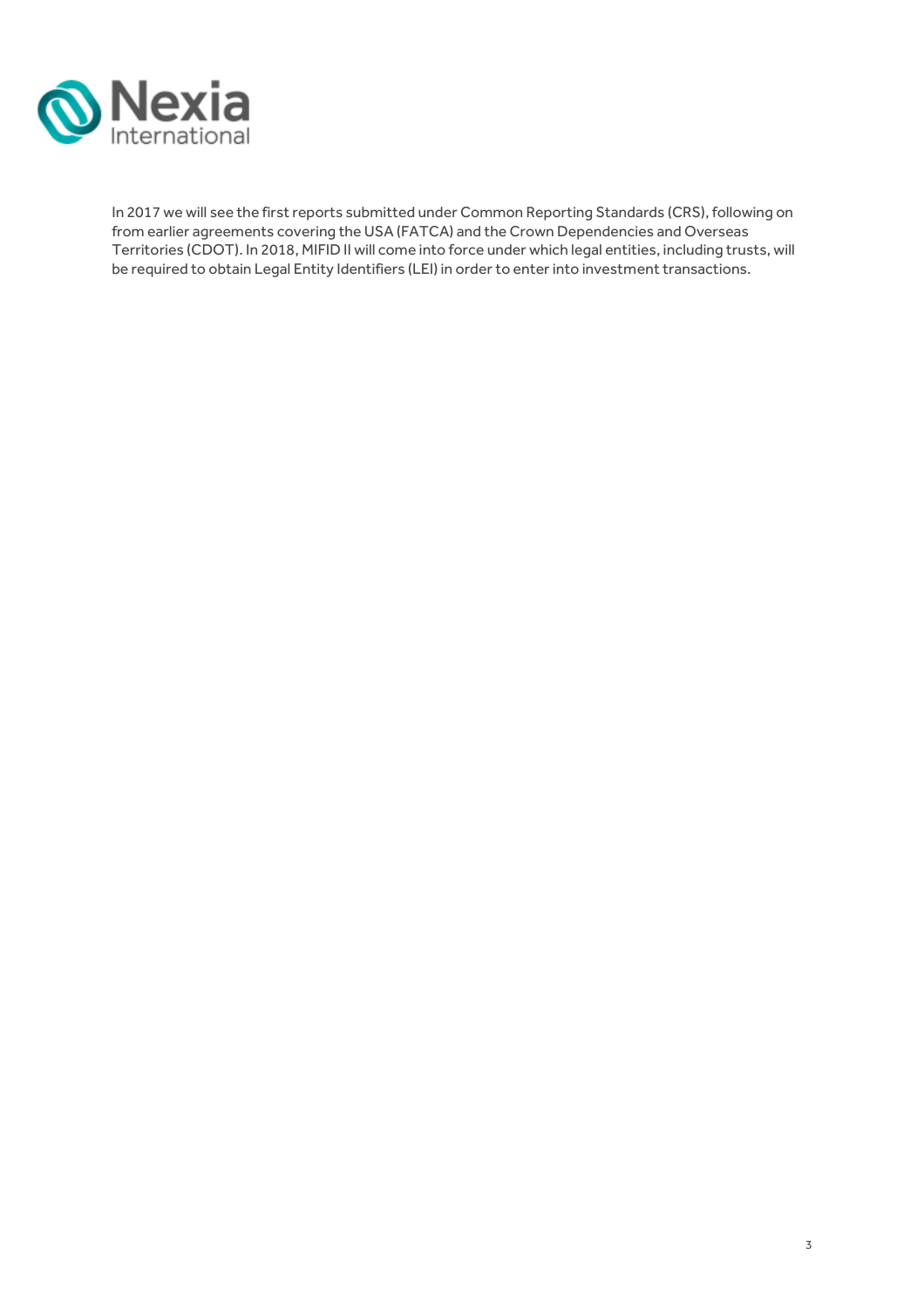In 2017 we will see the first reports submitted under Common Reporting Standards (CRS), following on from earlier agreements covering the USA (FATCA) and the Crown Dependencies and Overseas Territories (CDOT). In 2018, MIFID II will come into force under which legal entities, including trusts, will be required to obtain Legal Entity Identifiers (LEI) in order to enter into investment transactions.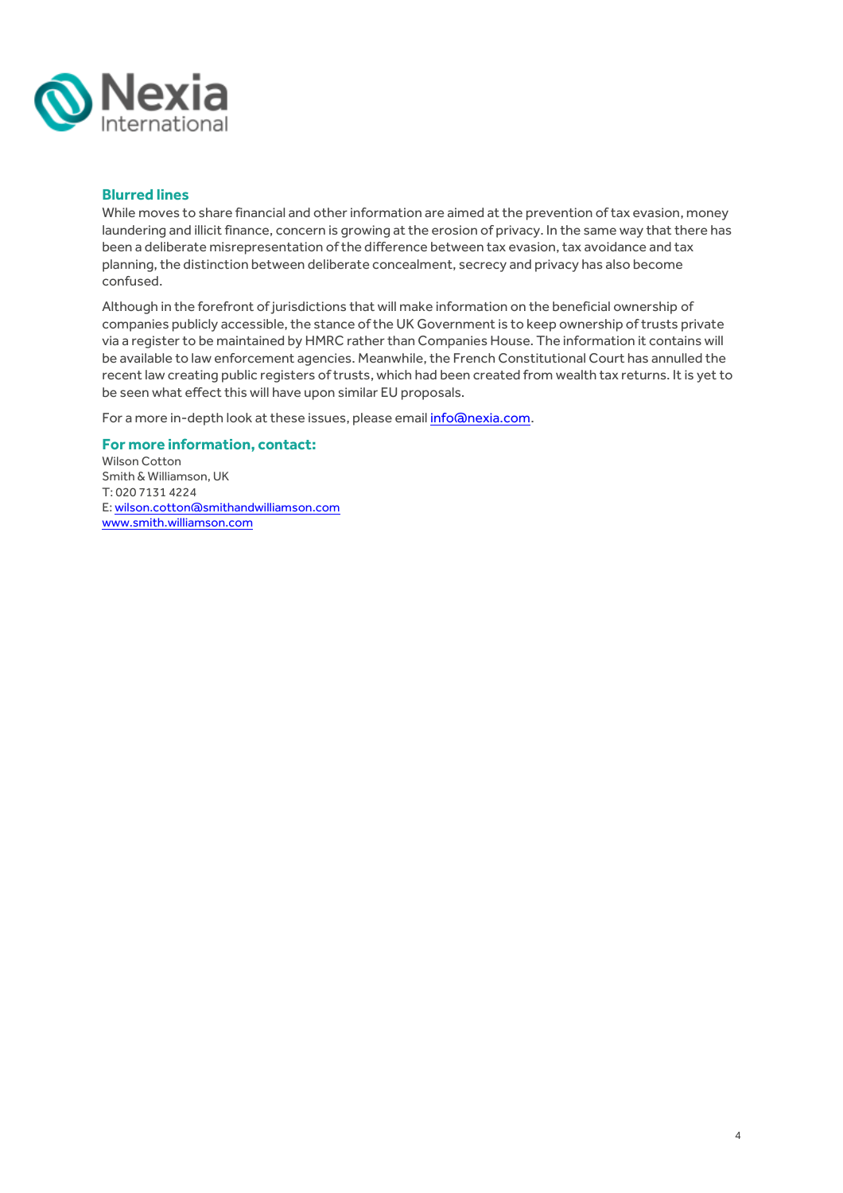## Blurred lines

While moves to share financial and other information are aimed at the prevention of tax evasion, money laundering and illicit finance, concern is growing at the erosion of privacy. In the same way that there has been a deliberate misrepresentation of the difference between tax evasion, tax avoidance and tax planning, the distinction between deliberate concealment, secrecy and privacy has also become confused.

Although in the forefront of jurisdictions that will make information on the beneficial ownership of companies publicly accessible, the stance of the UK Government is to keep ownership of trusts private via a register to be maintained by HMRC rather than Companies House. The information it contains will be available to law enforcement agencies. Meanwhile, the French Constitutional Court has annulled the recent law creating public registers of trusts, which had been created from wealth tax returns. It is yet to be seen what effect this will have upon similar EU proposals.

For a more in-depth look at these issues, please email info@nexia.com.

## For more information, contact:

Wilson Cotton
Smith & Williamson, UK
T: 020 7131 4224
E: wilson.cotton@smithandwilliamson.com
www.smith.williamson.com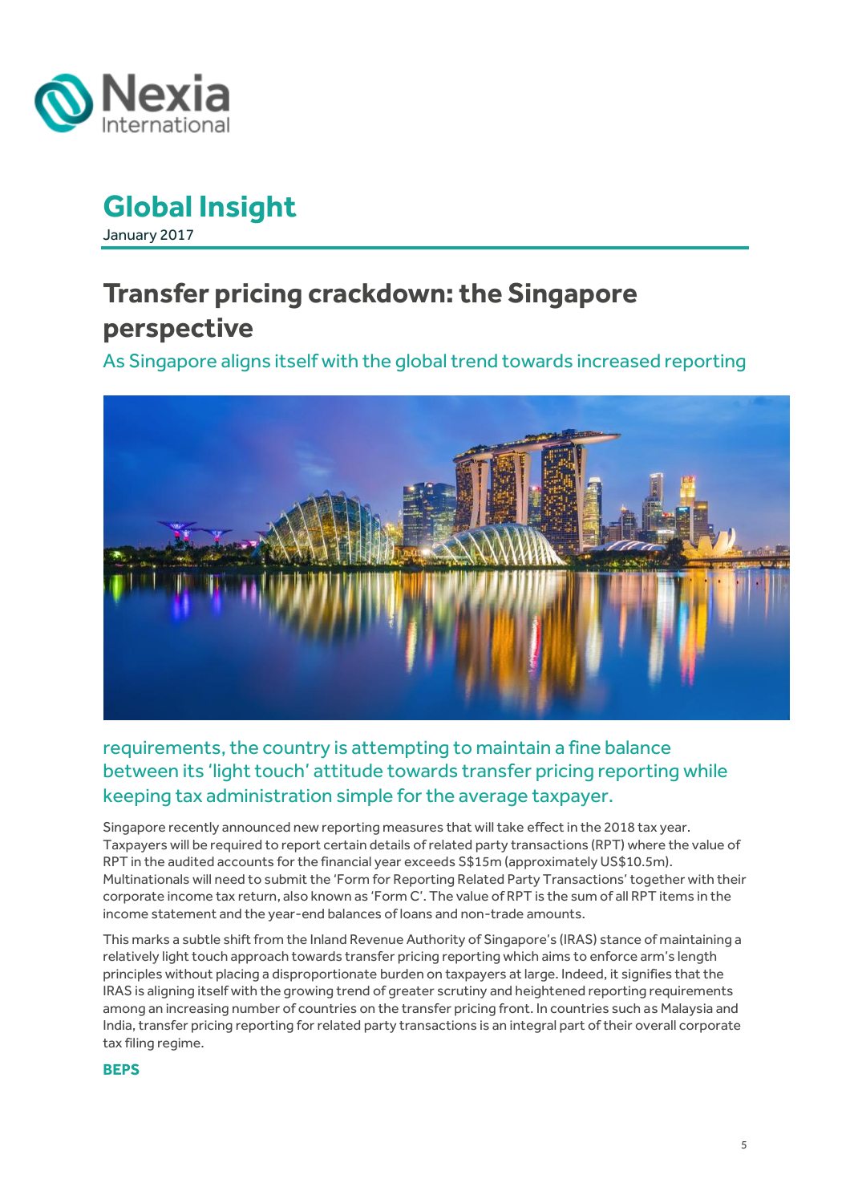# Global Insight

January 2017

## Transfer pricing crackdown: the Singapore perspective

As Singapore aligns itself with the global trend towards increased reporting requirements, the country is attempting to maintain a fine balance between its 'light touch' attitude towards transfer pricing reporting while keeping tax administration simple for the average taxpayer.

Singapore recently announced new reporting measures that will take effect in the 2018 tax year. Taxpayers will be required to report certain details of related party transactions (RPT) where the value of RPT in the audited accounts for the financial year exceeds S$15m (approximately US$10.5m). Multinationals will need to submit the 'Form for Reporting Related Party Transactions' together with their corporate income tax return, also known as 'Form C'. The value of RPT is the sum of all RPT items in the income statement and the year-end balances of loans and non-trade amounts.

This marks a subtle shift from the Inland Revenue Authority of Singapore's (IRAS) stance of maintaining a relatively light touch approach towards transfer pricing reporting which aims to enforce arm's length principles without placing a disproportionate burden on taxpayers at large. Indeed, it signifies that the IRAS is aligning itself with the growing trend of greater scrutiny and heightened reporting requirements among an increasing number of countries on the transfer pricing front. In countries such as Malaysia and India, transfer pricing reporting for related party transactions is an integral part of their overall corporate tax filing regime.

### BEPS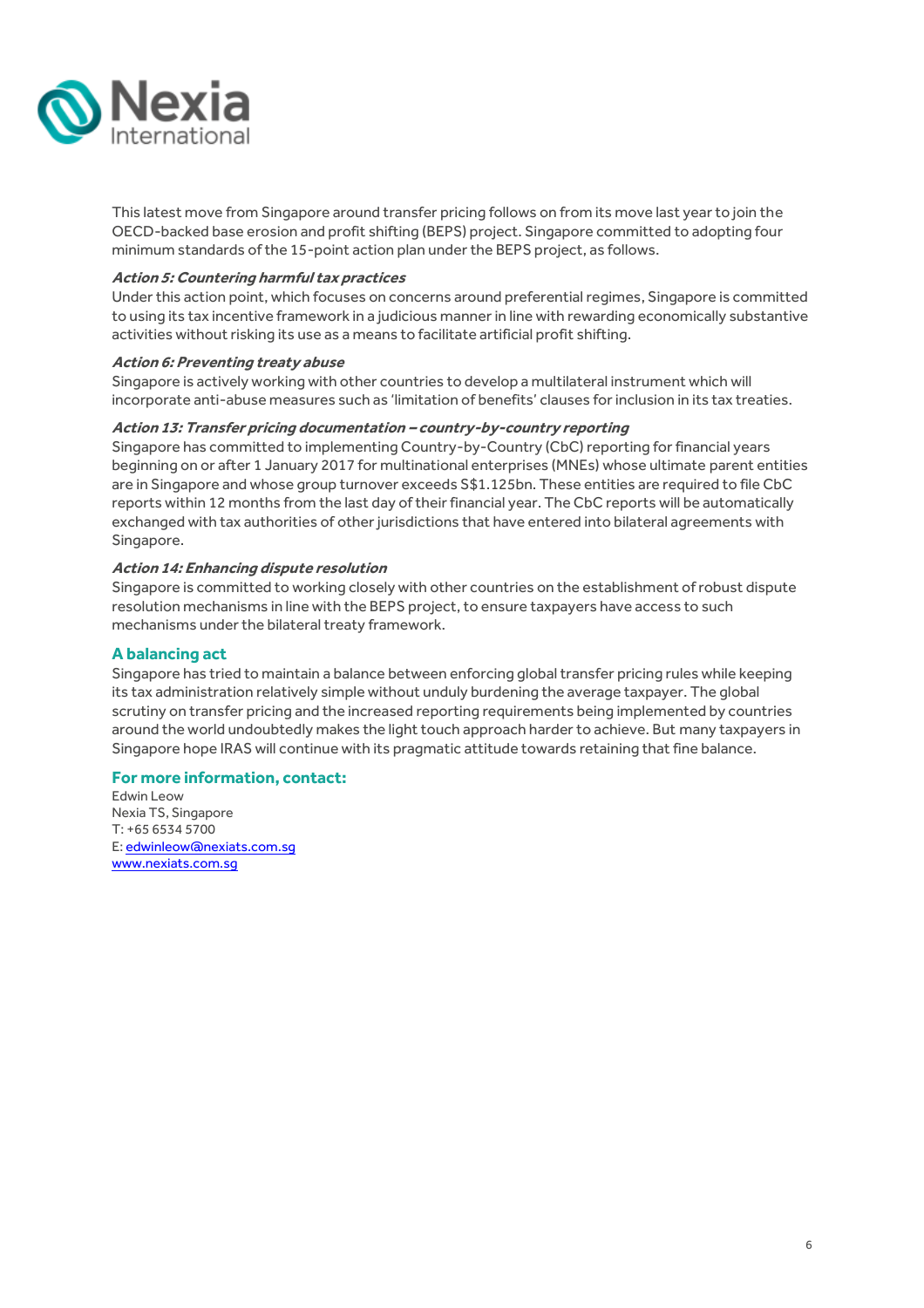This latest move from Singapore around transfer pricing follows on from its move last year to join the OECD-backed base erosion and profit shifting (BEPS) project. Singapore committed to adopting four minimum standards of the 15-point action plan under the BEPS project, as follows.

***Action 5: Countering harmful tax practices***

Under this action point, which focuses on concerns around preferential regimes, Singapore is committed to using its tax incentive framework in a judicious manner in line with rewarding economically substantive activities without risking its use as a means to facilitate artificial profit shifting.

***Action 6: Preventing treaty abuse***

Singapore is actively working with other countries to develop a multilateral instrument which will incorporate anti-abuse measures such as 'limitation of benefits' clauses for inclusion in its tax treaties.

***Action 13: Transfer pricing documentation – country-by-country reporting***

Singapore has committed to implementing Country-by-Country (CbC) reporting for financial years beginning on or after 1 January 2017 for multinational enterprises (MNEs) whose ultimate parent entities are in Singapore and whose group turnover exceeds S$1.125bn. These entities are required to file CbC reports within 12 months from the last day of their financial year. The CbC reports will be automatically exchanged with tax authorities of other jurisdictions that have entered into bilateral agreements with Singapore.

***Action 14: Enhancing dispute resolution***

Singapore is committed to working closely with other countries on the establishment of robust dispute resolution mechanisms in line with the BEPS project, to ensure taxpayers have access to such mechanisms under the bilateral treaty framework.

## A balancing act

Singapore has tried to maintain a balance between enforcing global transfer pricing rules while keeping its tax administration relatively simple without unduly burdening the average taxpayer. The global scrutiny on transfer pricing and the increased reporting requirements being implemented by countries around the world undoubtedly makes the light touch approach harder to achieve. But many taxpayers in Singapore hope IRAS will continue with its pragmatic attitude towards retaining that fine balance.

## For more information, contact:

Edwin Leow
Nexia TS, Singapore
T: +65 6534 5700
E: edwinleow@nexiats.com.sg
www.nexiats.com.sg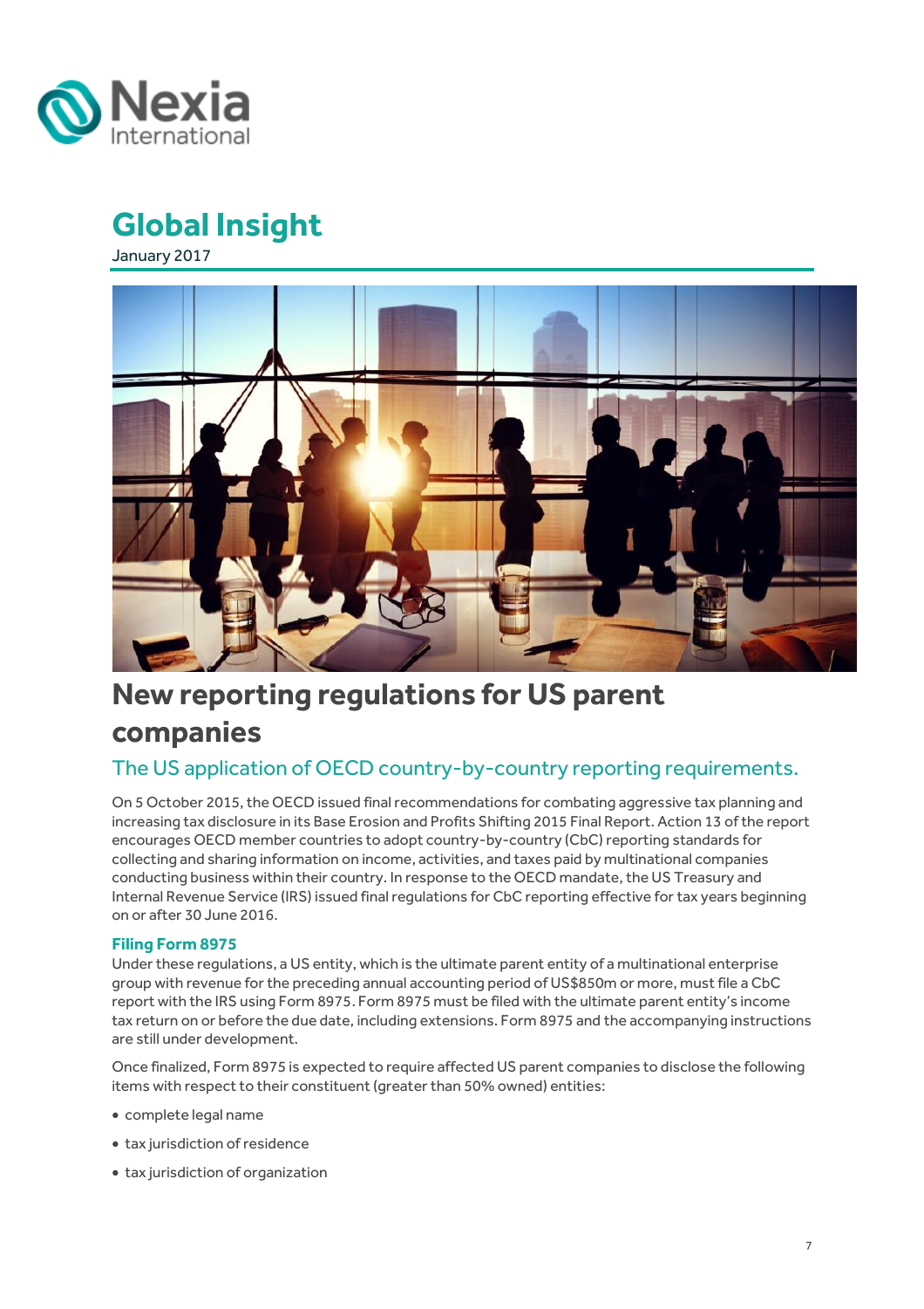# Global Insight

January 2017

## New reporting regulations for US parent companies

### The US application of OECD country-by-country reporting requirements.

On 5 October 2015, the OECD issued final recommendations for combating aggressive tax planning and increasing tax disclosure in its Base Erosion and Profits Shifting 2015 Final Report. Action 13 of the report encourages OECD member countries to adopt country-by-country (CbC) reporting standards for collecting and sharing information on income, activities, and taxes paid by multinational companies conducting business within their country. In response to the OECD mandate, the US Treasury and Internal Revenue Service (IRS) issued final regulations for CbC reporting effective for tax years beginning on or after 30 June 2016.

**Filing Form 8975**

Under these regulations, a US entity, which is the ultimate parent entity of a multinational enterprise group with revenue for the preceding annual accounting period of US$850m or more, must file a CbC report with the IRS using Form 8975. Form 8975 must be filed with the ultimate parent entity's income tax return on or before the due date, including extensions. Form 8975 and the accompanying instructions are still under development.

Once finalized, Form 8975 is expected to require affected US parent companies to disclose the following items with respect to their constituent (greater than 50% owned) entities:

- complete legal name
- tax jurisdiction of residence
- tax jurisdiction of organization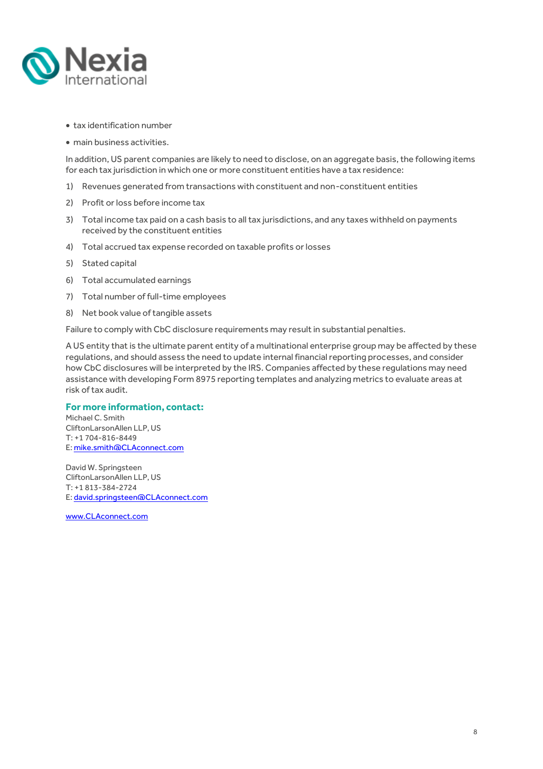- tax identification number
- main business activities.

In addition, US parent companies are likely to need to disclose, on an aggregate basis, the following items for each tax jurisdiction in which one or more constituent entities have a tax residence:

1) Revenues generated from transactions with constituent and non-constituent entities
2) Profit or loss before income tax
3) Total income tax paid on a cash basis to all tax jurisdictions, and any taxes withheld on payments received by the constituent entities
4) Total accrued tax expense recorded on taxable profits or losses
5) Stated capital
6) Total accumulated earnings
7) Total number of full-time employees
8) Net book value of tangible assets

Failure to comply with CbC disclosure requirements may result in substantial penalties.

A US entity that is the ultimate parent entity of a multinational enterprise group may be affected by these regulations, and should assess the need to update internal financial reporting processes, and consider how CbC disclosures will be interpreted by the IRS. Companies affected by these regulations may need assistance with developing Form 8975 reporting templates and analyzing metrics to evaluate areas at risk of tax audit.

**For more information, contact:**

Michael C. Smith
CliftonLarsonAllen LLP, US
T: +1 704-816-8449
E: mike.smith@CLAconnect.com

David W. Springsteen
CliftonLarsonAllen LLP, US
T: +1 813-384-2724
E: david.springsteen@CLAconnect.com

www.CLAconnect.com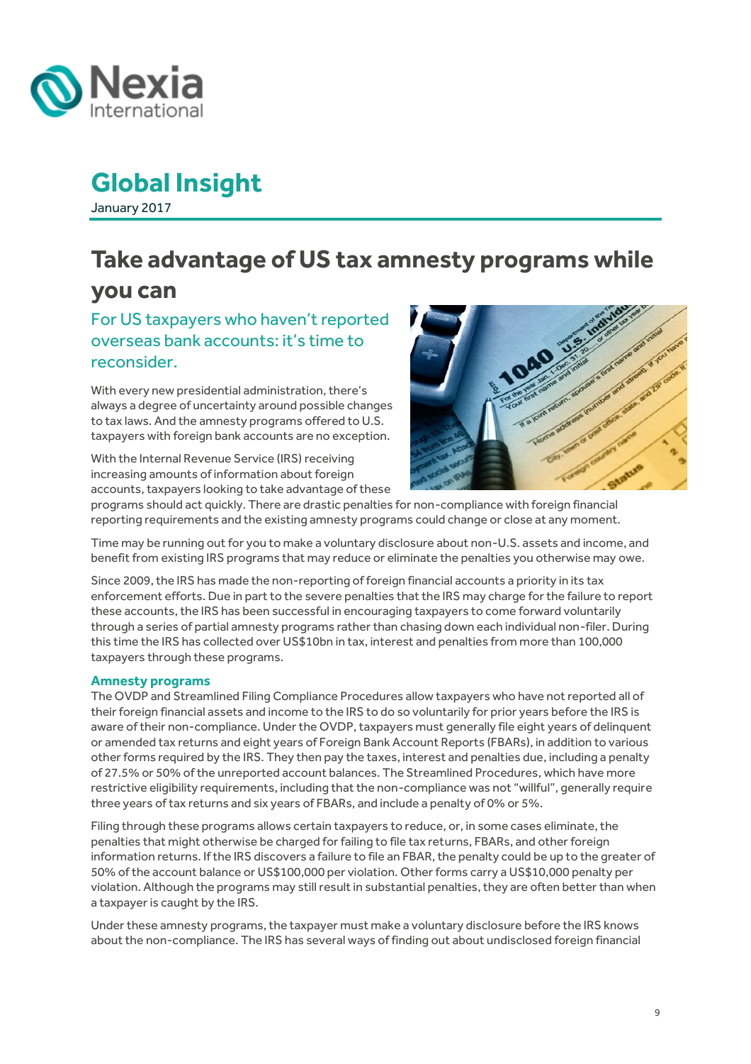# Global Insight

January 2017

## Take advantage of US tax amnesty programs while you can

### For US taxpayers who haven't reported overseas bank accounts: it's time to reconsider.

With every new presidential administration, there's always a degree of uncertainty around possible changes to tax laws. And the amnesty programs offered to U.S. taxpayers with foreign bank accounts are no exception.

With the Internal Revenue Service (IRS) receiving increasing amounts of information about foreign accounts, taxpayers looking to take advantage of these programs should act quickly. There are drastic penalties for non-compliance with foreign financial reporting requirements and the existing amnesty programs could change or close at any moment.

Time may be running out for you to make a voluntary disclosure about non-U.S. assets and income, and benefit from existing IRS programs that may reduce or eliminate the penalties you otherwise may owe.

Since 2009, the IRS has made the non-reporting of foreign financial accounts a priority in its tax enforcement efforts. Due in part to the severe penalties that the IRS may charge for the failure to report these accounts, the IRS has been successful in encouraging taxpayers to come forward voluntarily through a series of partial amnesty programs rather than chasing down each individual non-filer. During this time the IRS has collected over US$10bn in tax, interest and penalties from more than 100,000 taxpayers through these programs.

#### Amnesty programs

The OVDP and Streamlined Filing Compliance Procedures allow taxpayers who have not reported all of their foreign financial assets and income to the IRS to do so voluntarily for prior years before the IRS is aware of their non-compliance. Under the OVDP, taxpayers must generally file eight years of delinquent or amended tax returns and eight years of Foreign Bank Account Reports (FBARs), in addition to various other forms required by the IRS. They then pay the taxes, interest and penalties due, including a penalty of 27.5% or 50% of the unreported account balances. The Streamlined Procedures, which have more restrictive eligibility requirements, including that the non-compliance was not "willful", generally require three years of tax returns and six years of FBARs, and include a penalty of 0% or 5%.

Filing through these programs allows certain taxpayers to reduce, or, in some cases eliminate, the penalties that might otherwise be charged for failing to file tax returns, FBARs, and other foreign information returns. If the IRS discovers a failure to file an FBAR, the penalty could be up to the greater of 50% of the account balance or US$100,000 per violation. Other forms carry a US$10,000 penalty per violation. Although the programs may still result in substantial penalties, they are often better than when a taxpayer is caught by the IRS.

Under these amnesty programs, the taxpayer must make a voluntary disclosure before the IRS knows about the non-compliance. The IRS has several ways of finding out about undisclosed foreign financial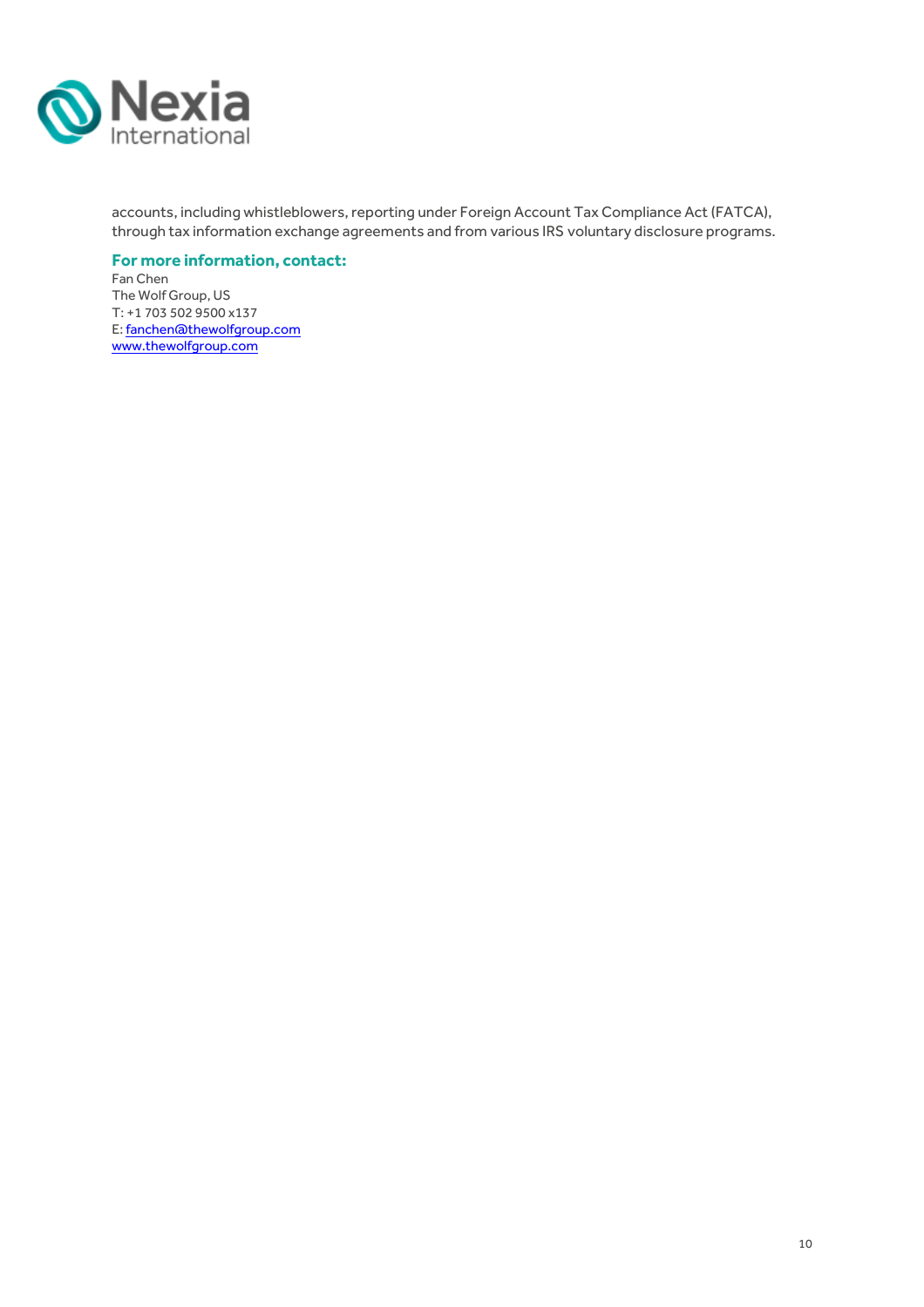accounts, including whistleblowers, reporting under Foreign Account Tax Compliance Act (FATCA), through tax information exchange agreements and from various IRS voluntary disclosure programs.

**For more information, contact:**

Fan Chen
The Wolf Group, US
T: +1 703 502 9500 x137
E: fanchen@thewolfgroup.com
www.thewolfgroup.com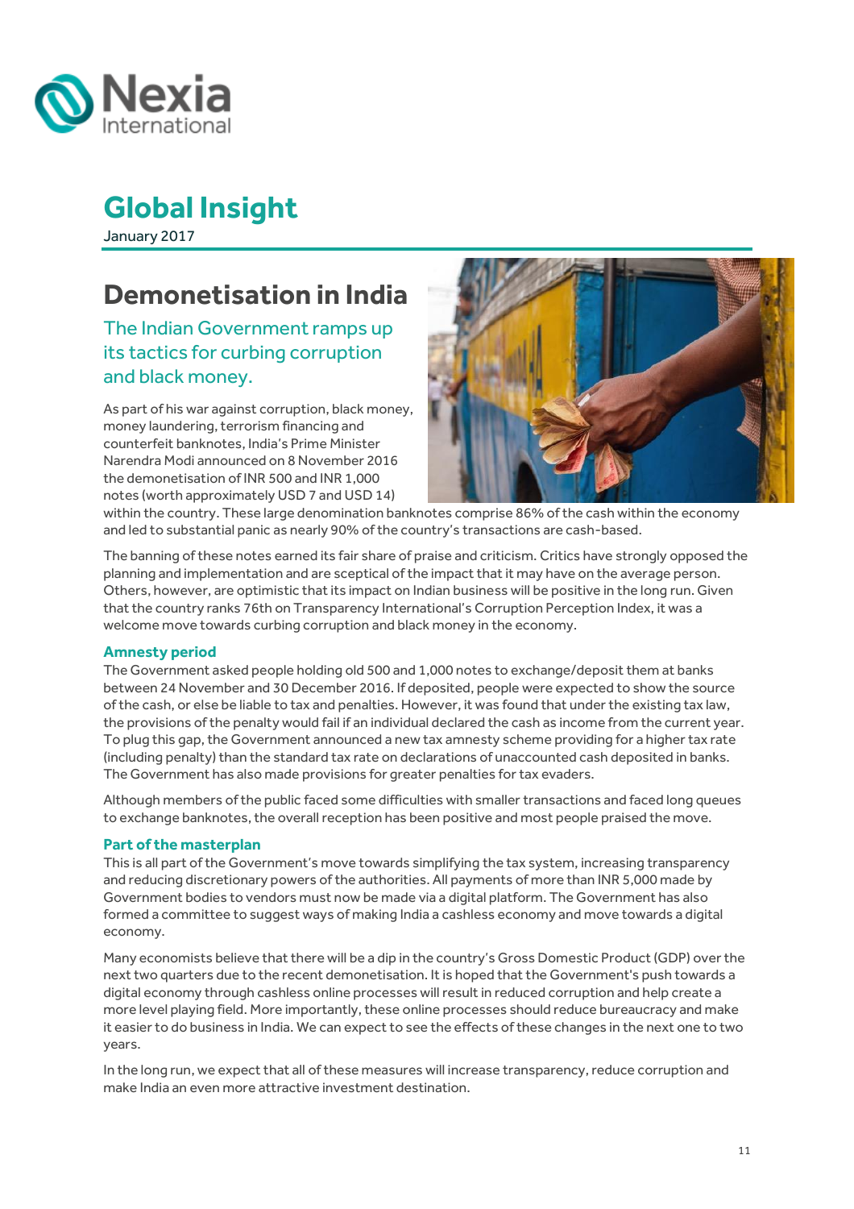Nexia International

# Global Insight

January 2017

## Demonetisation in India

### The Indian Government ramps up its tactics for curbing corruption and black money.

As part of his war against corruption, black money, money laundering, terrorism financing and counterfeit banknotes, India's Prime Minister Narendra Modi announced on 8 November 2016 the demonetisation of INR 500 and INR 1,000 notes (worth approximately USD 7 and USD 14) within the country. These large denomination banknotes comprise 86% of the cash within the economy and led to substantial panic as nearly 90% of the country's transactions are cash-based.

The banning of these notes earned its fair share of praise and criticism. Critics have strongly opposed the planning and implementation and are sceptical of the impact that it may have on the average person. Others, however, are optimistic that its impact on Indian business will be positive in the long run. Given that the country ranks 76th on Transparency International's Corruption Perception Index, it was a welcome move towards curbing corruption and black money in the economy.

#### Amnesty period

The Government asked people holding old 500 and 1,000 notes to exchange/deposit them at banks between 24 November and 30 December 2016. If deposited, people were expected to show the source of the cash, or else be liable to tax and penalties. However, it was found that under the existing tax law, the provisions of the penalty would fail if an individual declared the cash as income from the current year. To plug this gap, the Government announced a new tax amnesty scheme providing for a higher tax rate (including penalty) than the standard tax rate on declarations of unaccounted cash deposited in banks. The Government has also made provisions for greater penalties for tax evaders.

Although members of the public faced some difficulties with smaller transactions and faced long queues to exchange banknotes, the overall reception has been positive and most people praised the move.

#### Part of the masterplan

This is all part of the Government's move towards simplifying the tax system, increasing transparency and reducing discretionary powers of the authorities. All payments of more than INR 5,000 made by Government bodies to vendors must now be made via a digital platform. The Government has also formed a committee to suggest ways of making India a cashless economy and move towards a digital economy.

Many economists believe that there will be a dip in the country's Gross Domestic Product (GDP) over the next two quarters due to the recent demonetisation. It is hoped that the Government's push towards a digital economy through cashless online processes will result in reduced corruption and help create a more level playing field. More importantly, these online processes should reduce bureaucracy and make it easier to do business in India. We can expect to see the effects of these changes in the next one to two years.

In the long run, we expect that all of these measures will increase transparency, reduce corruption and make India an even more attractive investment destination.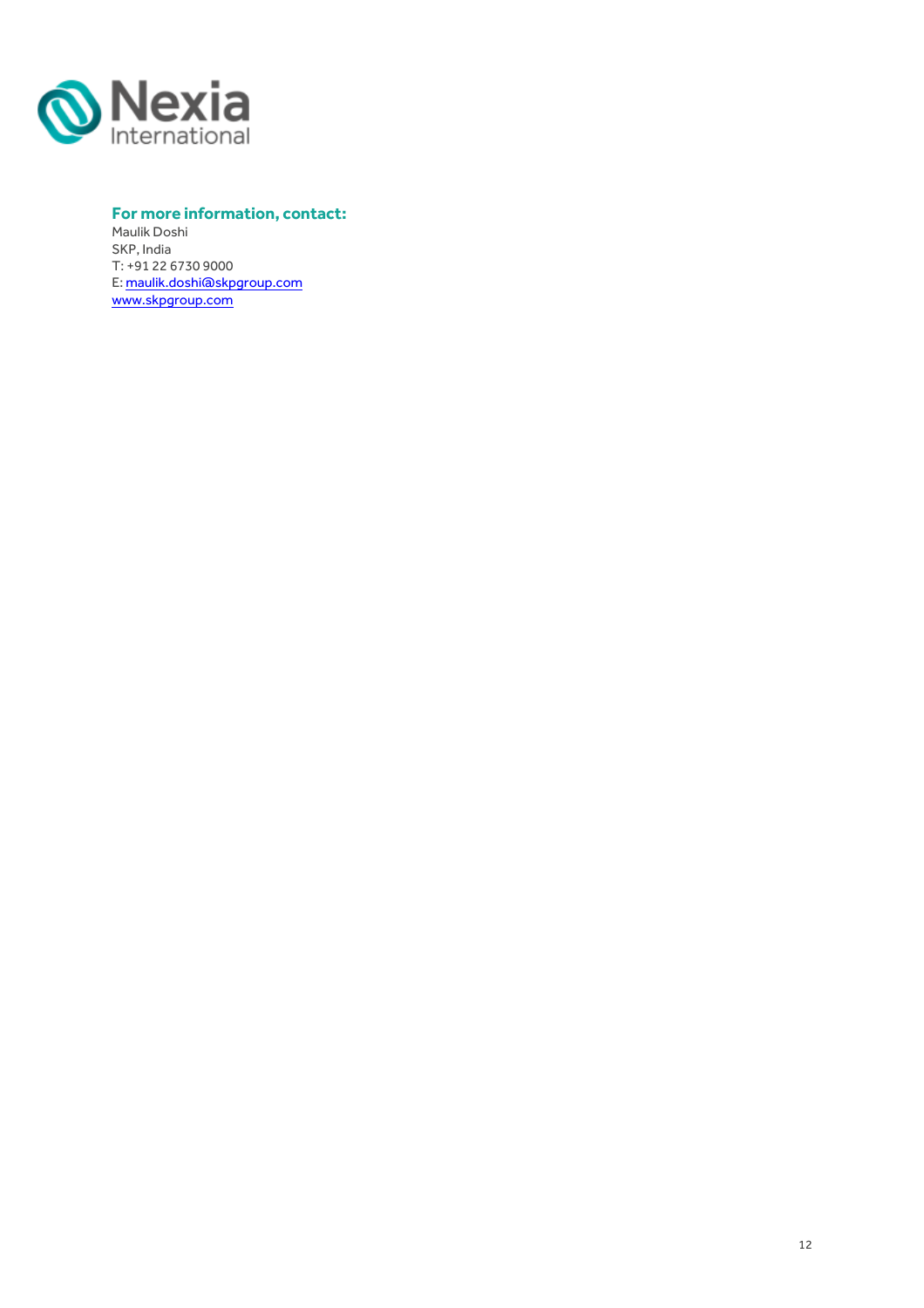Nexia International

**For more information, contact:**

Maulik Doshi
SKP, India
T: +91 22 6730 9000
E: maulik.doshi@skpgroup.com
www.skpgroup.com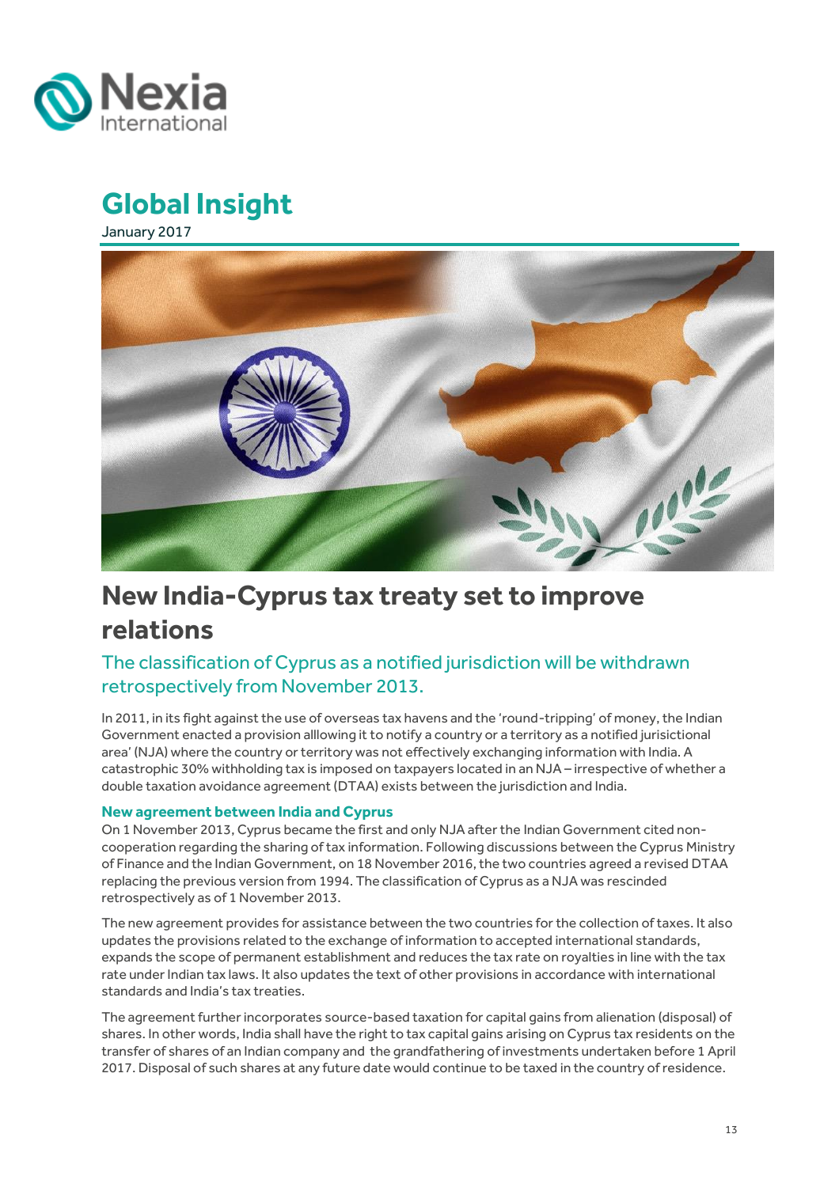# Global Insight

January 2017

## New India-Cyprus tax treaty set to improve relations

### The classification of Cyprus as a notified jurisdiction will be withdrawn retrospectively from November 2013.

In 2011, in its fight against the use of overseas tax havens and the 'round-tripping' of money, the Indian Government enacted a provision alllowing it to notify a country or a territory as a notified jurisictional area' (NJA) where the country or territory was not effectively exchanging information with India. A catastrophic 30% withholding tax is imposed on taxpayers located in an NJA – irrespective of whether a double taxation avoidance agreement (DTAA) exists between the jurisdiction and India.

**New agreement between India and Cyprus**

On 1 November 2013, Cyprus became the first and only NJA after the Indian Government cited non-cooperation regarding the sharing of tax information. Following discussions between the Cyprus Ministry of Finance and the Indian Government, on 18 November 2016, the two countries agreed a revised DTAA replacing the previous version from 1994. The classification of Cyprus as a NJA was rescinded retrospectively as of 1 November 2013.

The new agreement provides for assistance between the two countries for the collection of taxes. It also updates the provisions related to the exchange of information to accepted international standards, expands the scope of permanent establishment and reduces the tax rate on royalties in line with the tax rate under Indian tax laws. It also updates the text of other provisions in accordance with international standards and India's tax treaties.

The agreement further incorporates source-based taxation for capital gains from alienation (disposal) of shares. In other words, India shall have the right to tax capital gains arising on Cyprus tax residents on the transfer of shares of an Indian company and the grandfathering of investments undertaken before 1 April 2017. Disposal of such shares at any future date would continue to be taxed in the country of residence.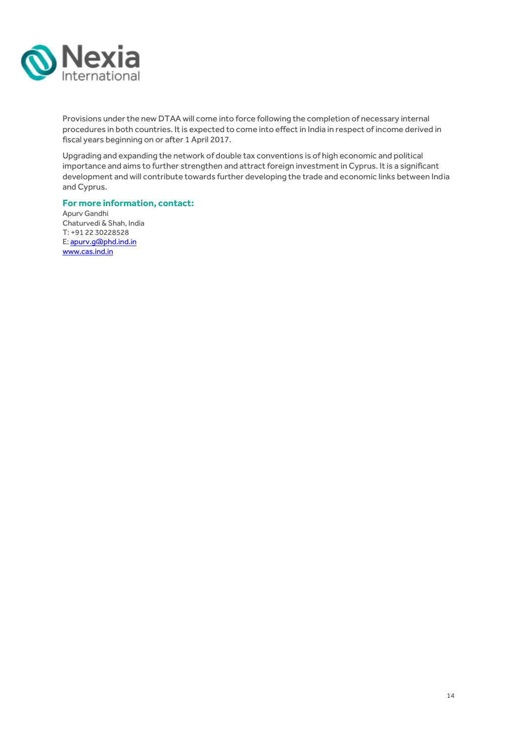Provisions under the new DTAA will come into force following the completion of necessary internal procedures in both countries. It is expected to come into effect in India in respect of income derived in fiscal years beginning on or after 1 April 2017.

Upgrading and expanding the network of double tax conventions is of high economic and political importance and aims to further strengthen and attract foreign investment in Cyprus. It is a significant development and will contribute towards further developing the trade and economic links between India and Cyprus.

### For more information, contact:

Apurv Gandhi
Chaturvedi & Shah, India
T: +91 22 30228528
E: apurv.g@phd.ind.in
www.cas.ind.in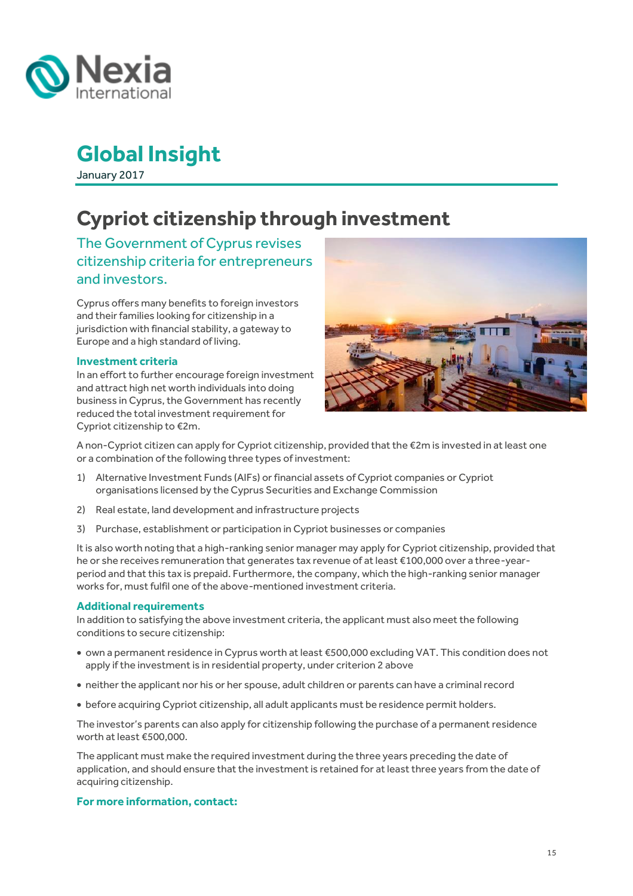# Global Insight

January 2017

## Cypriot citizenship through investment

### The Government of Cyprus revises citizenship criteria for entrepreneurs and investors.

Cyprus offers many benefits to foreign investors and their families looking for citizenship in a jurisdiction with financial stability, a gateway to Europe and a high standard of living.

**Investment criteria**

In an effort to further encourage foreign investment and attract high net worth individuals into doing business in Cyprus, the Government has recently reduced the total investment requirement for Cypriot citizenship to €2m.

A non-Cypriot citizen can apply for Cypriot citizenship, provided that the €2m is invested in at least one or a combination of the following three types of investment:

1) Alternative Investment Funds (AIFs) or financial assets of Cypriot companies or Cypriot organisations licensed by the Cyprus Securities and Exchange Commission
2) Real estate, land development and infrastructure projects
3) Purchase, establishment or participation in Cypriot businesses or companies

It is also worth noting that a high-ranking senior manager may apply for Cypriot citizenship, provided that he or she receives remuneration that generates tax revenue of at least €100,000 over a three-year-period and that this tax is prepaid. Furthermore, the company, which the high-ranking senior manager works for, must fulfil one of the above-mentioned investment criteria.

**Additional requirements**

In addition to satisfying the above investment criteria, the applicant must also meet the following conditions to secure citizenship:

- own a permanent residence in Cyprus worth at least €500,000 excluding VAT. This condition does not apply if the investment is in residential property, under criterion 2 above
- neither the applicant nor his or her spouse, adult children or parents can have a criminal record
- before acquiring Cypriot citizenship, all adult applicants must be residence permit holders.

The investor's parents can also apply for citizenship following the purchase of a permanent residence worth at least €500,000.

The applicant must make the required investment during the three years preceding the date of application, and should ensure that the investment is retained for at least three years from the date of acquiring citizenship.

**For more information, contact:**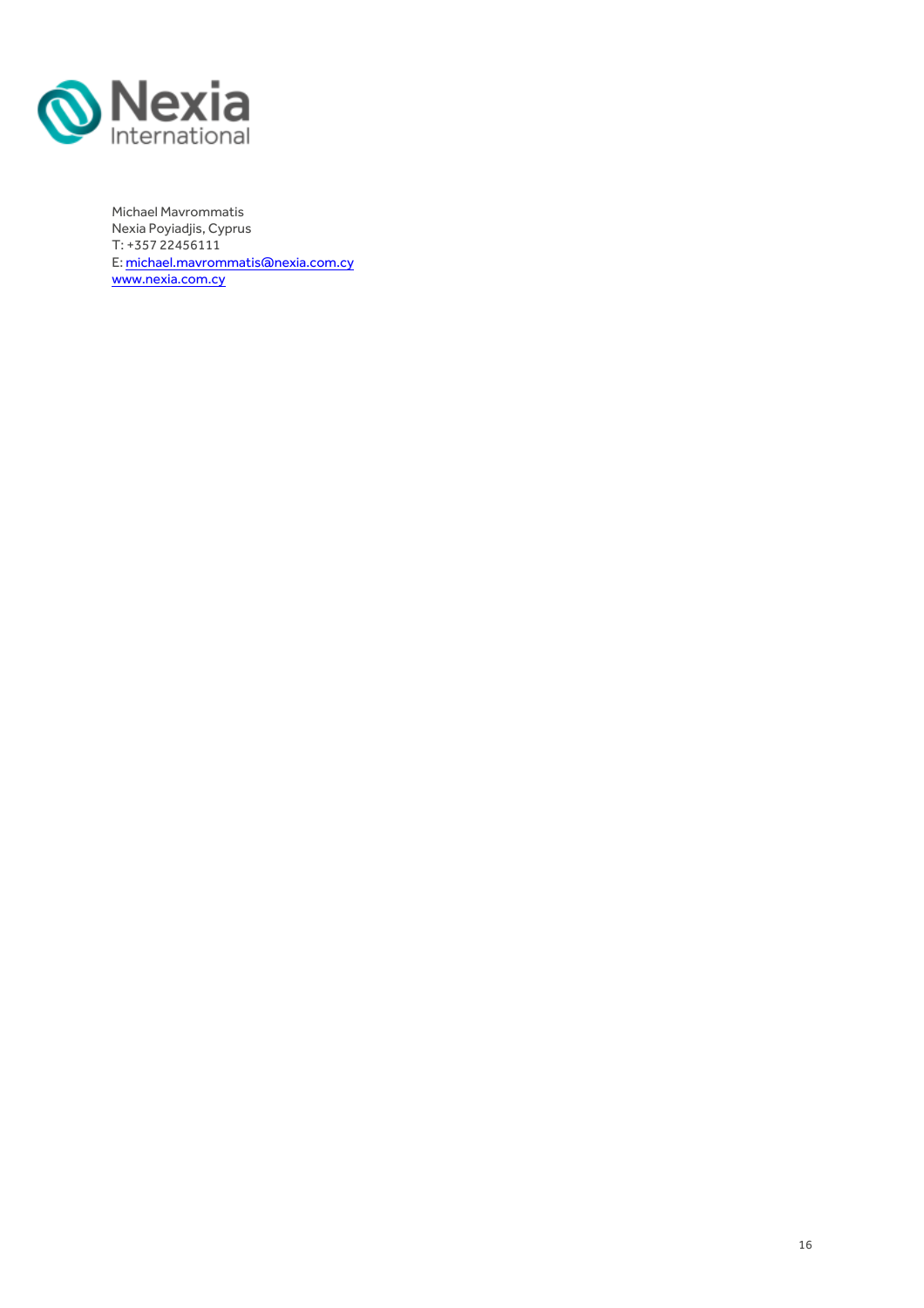Nexia International

Michael Mavrommatis
Nexia Poyiadjis, Cyprus
T: +357 22456111
E: [michael.mavrommatis@nexia.com.cy](mailto:michael.mavrommatis@nexia.com.cy)
[www.nexia.com.cy](http://www.nexia.com.cy)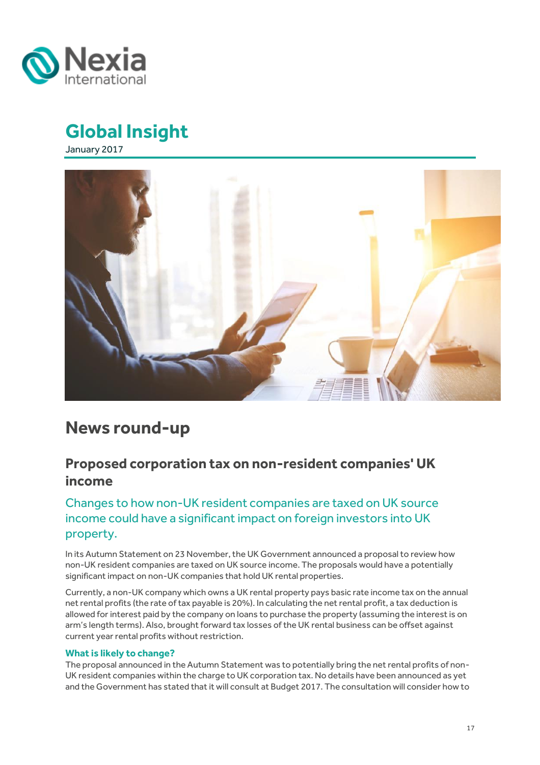# Global Insight

January 2017

## News round-up

### Proposed corporation tax on non-resident companies' UK income

Changes to how non-UK resident companies are taxed on UK source income could have a significant impact on foreign investors into UK property.

In its Autumn Statement on 23 November, the UK Government announced a proposal to review how non-UK resident companies are taxed on UK source income. The proposals would have a potentially significant impact on non-UK companies that hold UK rental properties.

Currently, a non-UK company which owns a UK rental property pays basic rate income tax on the annual net rental profits (the rate of tax payable is 20%). In calculating the net rental profit, a tax deduction is allowed for interest paid by the company on loans to purchase the property (assuming the interest is on arm's length terms). Also, brought forward tax losses of the UK rental business can be offset against current year rental profits without restriction.

**What is likely to change?**

The proposal announced in the Autumn Statement was to potentially bring the net rental profits of non-UK resident companies within the charge to UK corporation tax. No details have been announced as yet and the Government has stated that it will consult at Budget 2017. The consultation will consider how to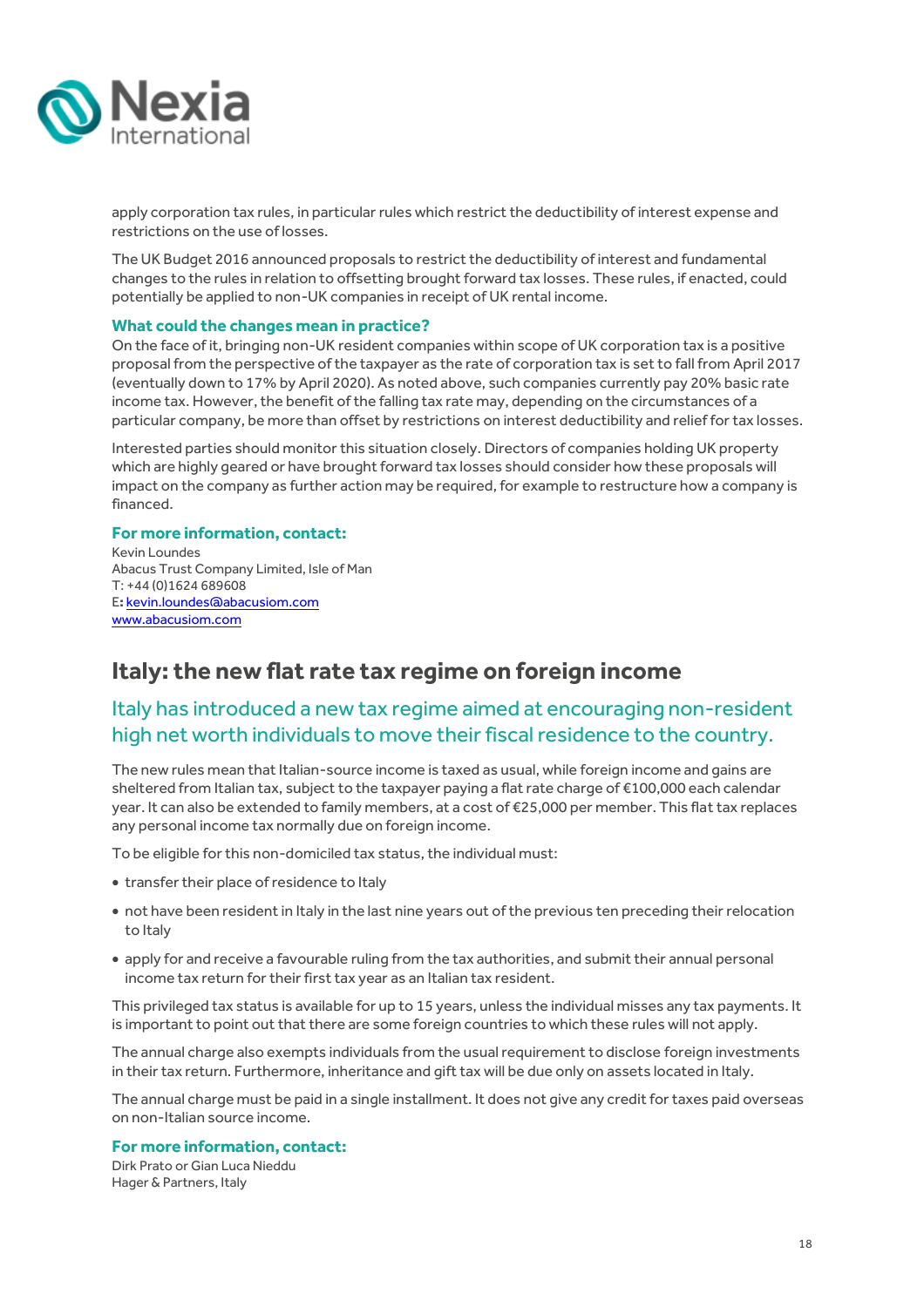apply corporation tax rules, in particular rules which restrict the deductibility of interest expense and restrictions on the use of losses.

The UK Budget 2016 announced proposals to restrict the deductibility of interest and fundamental changes to the rules in relation to offsetting brought forward tax losses. These rules, if enacted, could potentially be applied to non-UK companies in receipt of UK rental income.

### What could the changes mean in practice?

On the face of it, bringing non-UK resident companies within scope of UK corporation tax is a positive proposal from the perspective of the taxpayer as the rate of corporation tax is set to fall from April 2017 (eventually down to 17% by April 2020). As noted above, such companies currently pay 20% basic rate income tax. However, the benefit of the falling tax rate may, depending on the circumstances of a particular company, be more than offset by restrictions on interest deductibility and relief for tax losses.

Interested parties should monitor this situation closely. Directors of companies holding UK property which are highly geared or have brought forward tax losses should consider how these proposals will impact on the company as further action may be required, for example to restructure how a company is financed.

### For more information, contact:

Kevin Loundes
Abacus Trust Company Limited, Isle of Man
T: +44 (0)1624 689608
E: kevin.loundes@abacusiom.com
www.abacusiom.com

## Italy: the new flat rate tax regime on foreign income

### Italy has introduced a new tax regime aimed at encouraging non-resident high net worth individuals to move their fiscal residence to the country.

The new rules mean that Italian-source income is taxed as usual, while foreign income and gains are sheltered from Italian tax, subject to the taxpayer paying a flat rate charge of €100,000 each calendar year. It can also be extended to family members, at a cost of €25,000 per member. This flat tax replaces any personal income tax normally due on foreign income.

To be eligible for this non-domiciled tax status, the individual must:

- transfer their place of residence to Italy
- not have been resident in Italy in the last nine years out of the previous ten preceding their relocation to Italy
- apply for and receive a favourable ruling from the tax authorities, and submit their annual personal income tax return for their first tax year as an Italian tax resident.

This privileged tax status is available for up to 15 years, unless the individual misses any tax payments. It is important to point out that there are some foreign countries to which these rules will not apply.

The annual charge also exempts individuals from the usual requirement to disclose foreign investments in their tax return. Furthermore, inheritance and gift tax will be due only on assets located in Italy.

The annual charge must be paid in a single installment. It does not give any credit for taxes paid overseas on non-Italian source income.

### For more information, contact:

Dirk Prato or Gian Luca Nieddu
Hager & Partners, Italy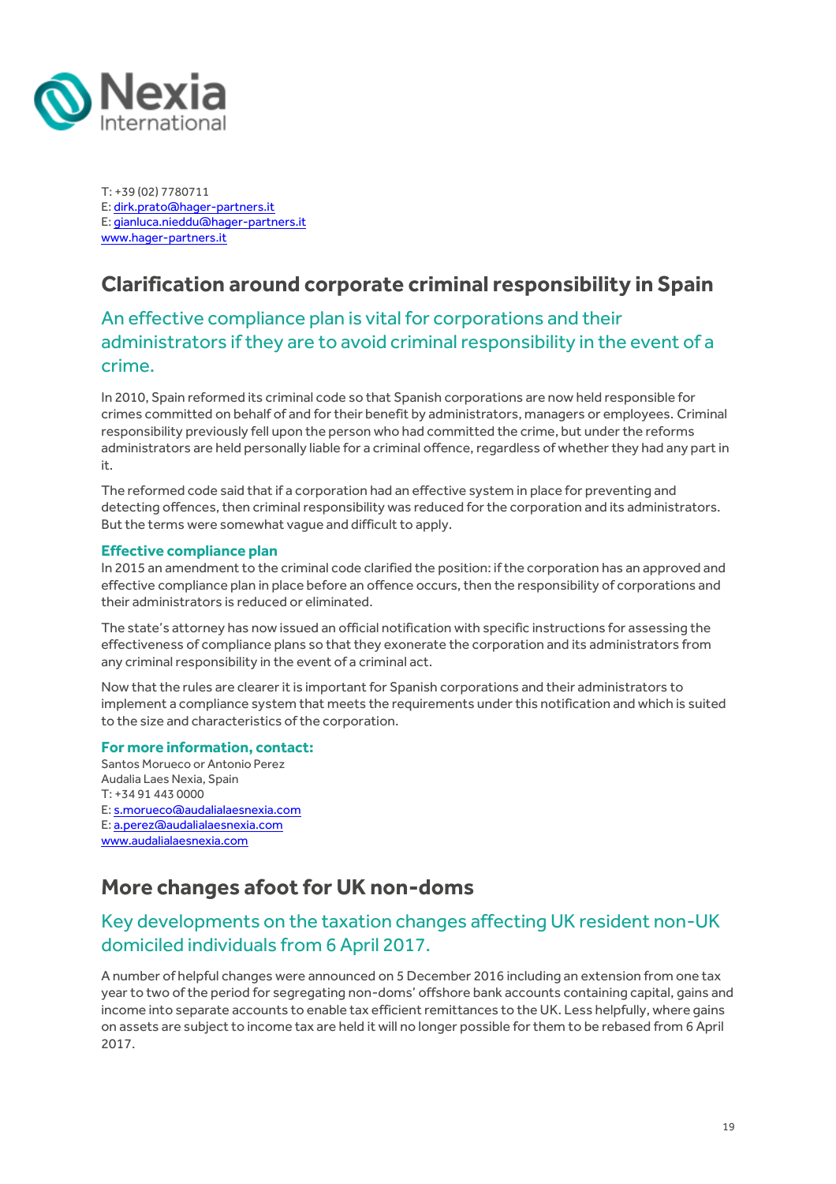T: +39 (02) 7780711
E: dirk.prato@hager-partners.it
E: gianluca.nieddu@hager-partners.it
www.hager-partners.it

## Clarification around corporate criminal responsibility in Spain

### An effective compliance plan is vital for corporations and their administrators if they are to avoid criminal responsibility in the event of a crime.

In 2010, Spain reformed its criminal code so that Spanish corporations are now held responsible for crimes committed on behalf of and for their benefit by administrators, managers or employees. Criminal responsibility previously fell upon the person who had committed the crime, but under the reforms administrators are held personally liable for a criminal offence, regardless of whether they had any part in it.

The reformed code said that if a corporation had an effective system in place for preventing and detecting offences, then criminal responsibility was reduced for the corporation and its administrators. But the terms were somewhat vague and difficult to apply.

**Effective compliance plan**
In 2015 an amendment to the criminal code clarified the position: if the corporation has an approved and effective compliance plan in place before an offence occurs, then the responsibility of corporations and their administrators is reduced or eliminated.

The state's attorney has now issued an official notification with specific instructions for assessing the effectiveness of compliance plans so that they exonerate the corporation and its administrators from any criminal responsibility in the event of a criminal act.

Now that the rules are clearer it is important for Spanish corporations and their administrators to implement a compliance system that meets the requirements under this notification and which is suited to the size and characteristics of the corporation.

**For more information, contact:**
Santos Morueco or Antonio Perez
Audalia Laes Nexia, Spain
T: +34 91 443 0000
E: s.morueco@audalialaesnexia.com
E: a.perez@audalialaesnexia.com
www.audalialaesnexia.com

## More changes afoot for UK non-doms

### Key developments on the taxation changes affecting UK resident non-UK domiciled individuals from 6 April 2017.

A number of helpful changes were announced on 5 December 2016 including an extension from one tax year to two of the period for segregating non-doms' offshore bank accounts containing capital, gains and income into separate accounts to enable tax efficient remittances to the UK. Less helpfully, where gains on assets are subject to income tax are held it will no longer possible for them to be rebased from 6 April 2017.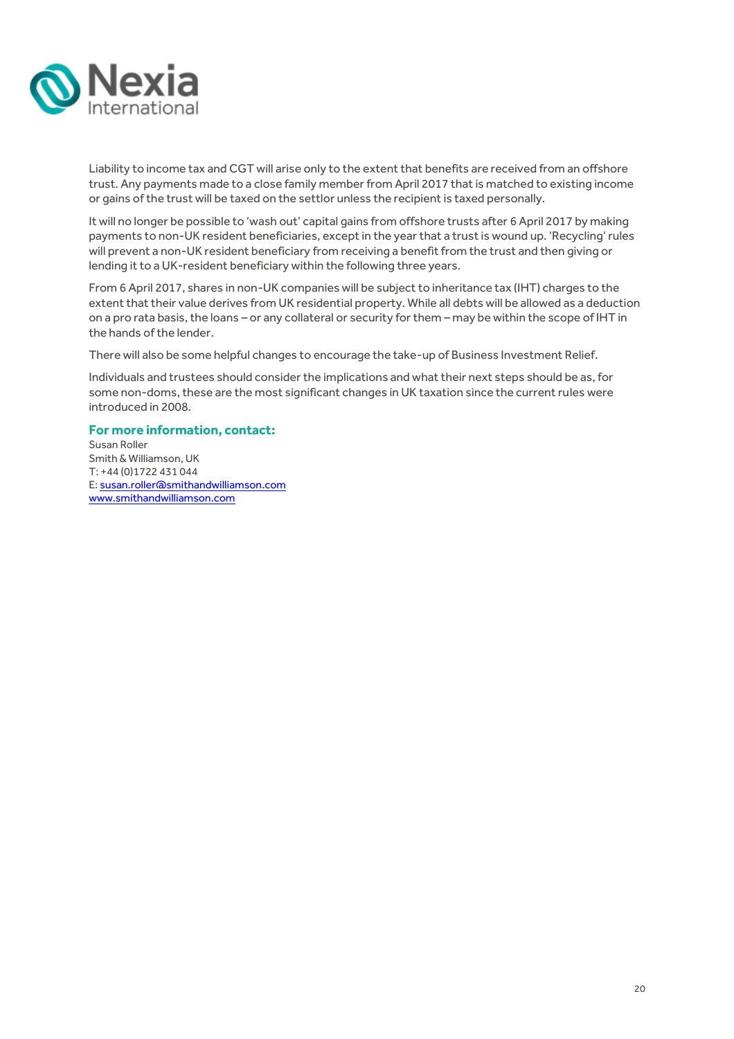Liability to income tax and CGT will arise only to the extent that benefits are received from an offshore trust. Any payments made to a close family member from April 2017 that is matched to existing income or gains of the trust will be taxed on the settlor unless the recipient is taxed personally.

It will no longer be possible to 'wash out' capital gains from offshore trusts after 6 April 2017 by making payments to non-UK resident beneficiaries, except in the year that a trust is wound up. 'Recycling' rules will prevent a non-UK resident beneficiary from receiving a benefit from the trust and then giving or lending it to a UK-resident beneficiary within the following three years.

From 6 April 2017, shares in non-UK companies will be subject to inheritance tax (IHT) charges to the extent that their value derives from UK residential property. While all debts will be allowed as a deduction on a pro rata basis, the loans – or any collateral or security for them – may be within the scope of IHT in the hands of the lender.

There will also be some helpful changes to encourage the take-up of Business Investment Relief.

Individuals and trustees should consider the implications and what their next steps should be as, for some non-doms, these are the most significant changes in UK taxation since the current rules were introduced in 2008.

**For more information, contact:**
Susan Roller
Smith & Williamson, UK
T: +44 (0)1722 431 044
E: susan.roller@smithandwilliamson.com
www.smithandwilliamson.com